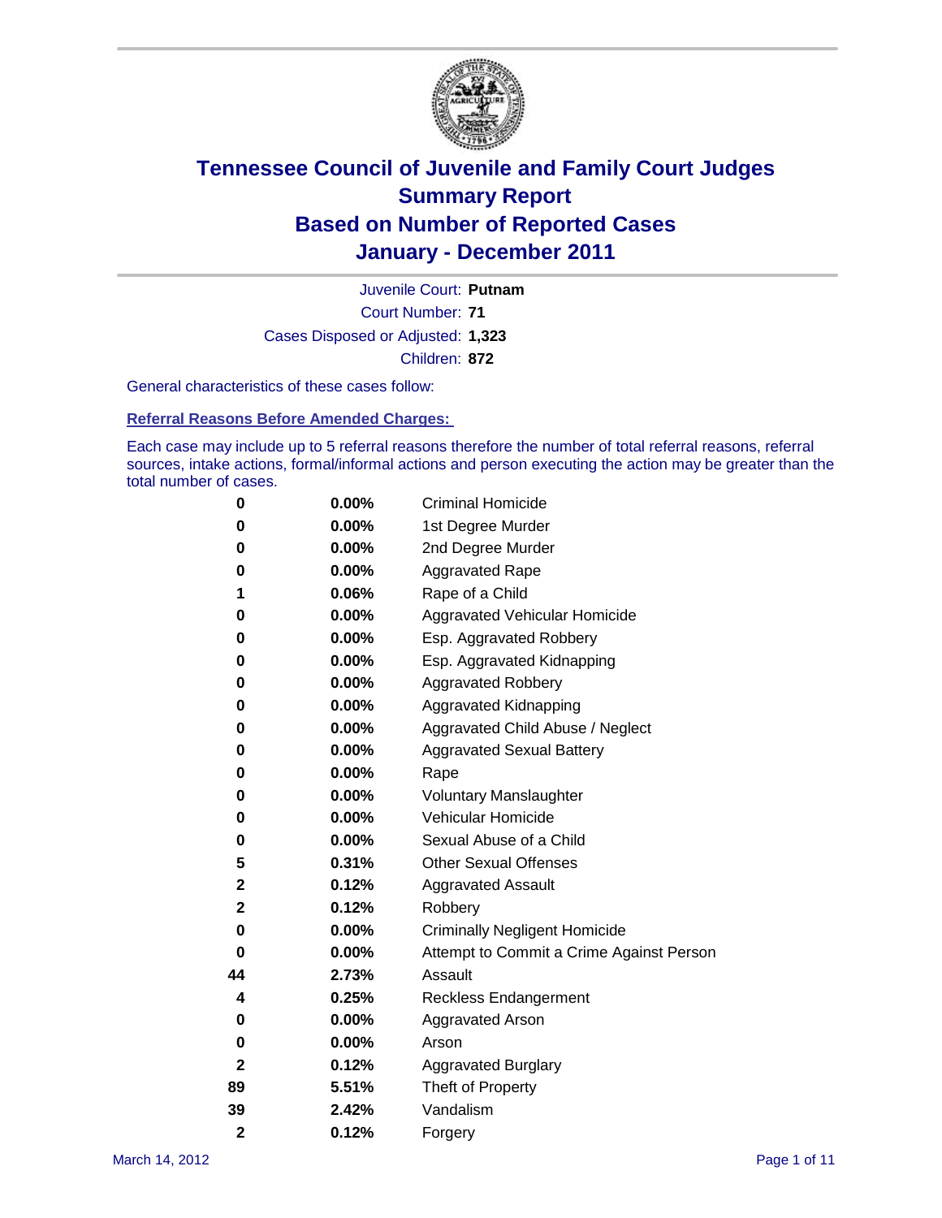# Tennessee Council of Juvenile and Family Court Judges
# Summary Report
# Based on Number of Reported Cases
# January - December 2011

Juvenile Court: **Putnam**

Court Number: **71**

Cases Disposed or Adjusted: **1,323**

Children: **872**

General characteristics of these cases follow:

## Referral Reasons Before Amended Charges:

Each case may include up to 5 referral reasons therefore the number of total referral reasons, referral sources, intake actions, formal/informal actions and person executing the action may be greater than the total number of cases.

| Count | Percent | Referral Reason |
|---|---|---|
| 0 | 0.00% | Criminal Homicide |
| 0 | 0.00% | 1st Degree Murder |
| 0 | 0.00% | 2nd Degree Murder |
| 0 | 0.00% | Aggravated Rape |
| 1 | 0.06% | Rape of a Child |
| 0 | 0.00% | Aggravated Vehicular Homicide |
| 0 | 0.00% | Esp. Aggravated Robbery |
| 0 | 0.00% | Esp. Aggravated Kidnapping |
| 0 | 0.00% | Aggravated Robbery |
| 0 | 0.00% | Aggravated Kidnapping |
| 0 | 0.00% | Aggravated Child Abuse / Neglect |
| 0 | 0.00% | Aggravated Sexual Battery |
| 0 | 0.00% | Rape |
| 0 | 0.00% | Voluntary Manslaughter |
| 0 | 0.00% | Vehicular Homicide |
| 0 | 0.00% | Sexual Abuse of a Child |
| 5 | 0.31% | Other Sexual Offenses |
| 2 | 0.12% | Aggravated Assault |
| 2 | 0.12% | Robbery |
| 0 | 0.00% | Criminally Negligent Homicide |
| 0 | 0.00% | Attempt to Commit a Crime Against Person |
| 44 | 2.73% | Assault |
| 4 | 0.25% | Reckless Endangerment |
| 0 | 0.00% | Aggravated Arson |
| 0 | 0.00% | Arson |
| 2 | 0.12% | Aggravated Burglary |
| 89 | 5.51% | Theft of Property |
| 39 | 2.42% | Vandalism |
| 2 | 0.12% | Forgery |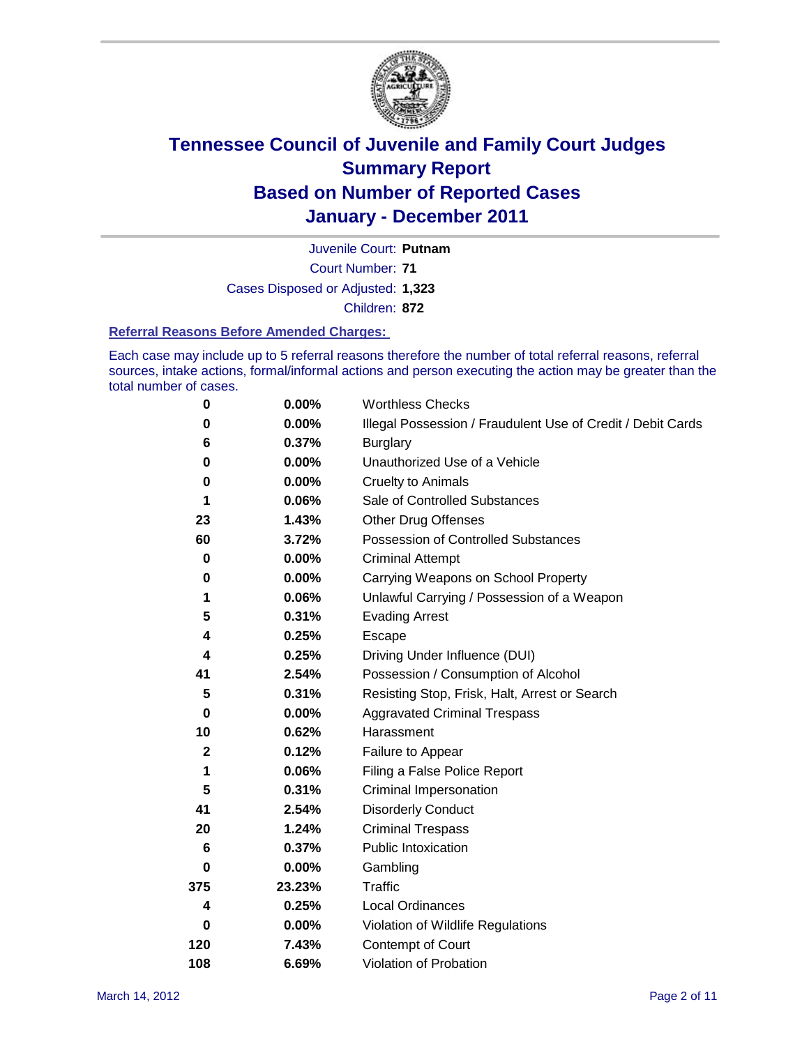# Tennessee Council of Juvenile and Family Court Judges
# Summary Report
# Based on Number of Reported Cases
# January - December 2011

Juvenile Court: **Putnam**

Court Number: **71**

Cases Disposed or Adjusted: **1,323**

Children: **872**

### Referral Reasons Before Amended Charges:

Each case may include up to 5 referral reasons therefore the number of total referral reasons, referral sources, intake actions, formal/informal actions and person executing the action may be greater than the total number of cases.

| | | |
|---|---|---|
| 0 | 0.00% | Worthless Checks |
| 0 | 0.00% | Illegal Possession / Fraudulent Use of Credit / Debit Cards |
| 6 | 0.37% | Burglary |
| 0 | 0.00% | Unauthorized Use of a Vehicle |
| 0 | 0.00% | Cruelty to Animals |
| 1 | 0.06% | Sale of Controlled Substances |
| 23 | 1.43% | Other Drug Offenses |
| 60 | 3.72% | Possession of Controlled Substances |
| 0 | 0.00% | Criminal Attempt |
| 0 | 0.00% | Carrying Weapons on School Property |
| 1 | 0.06% | Unlawful Carrying / Possession of a Weapon |
| 5 | 0.31% | Evading Arrest |
| 4 | 0.25% | Escape |
| 4 | 0.25% | Driving Under Influence (DUI) |
| 41 | 2.54% | Possession / Consumption of Alcohol |
| 5 | 0.31% | Resisting Stop, Frisk, Halt, Arrest or Search |
| 0 | 0.00% | Aggravated Criminal Trespass |
| 10 | 0.62% | Harassment |
| 2 | 0.12% | Failure to Appear |
| 1 | 0.06% | Filing a False Police Report |
| 5 | 0.31% | Criminal Impersonation |
| 41 | 2.54% | Disorderly Conduct |
| 20 | 1.24% | Criminal Trespass |
| 6 | 0.37% | Public Intoxication |
| 0 | 0.00% | Gambling |
| 375 | 23.23% | Traffic |
| 4 | 0.25% | Local Ordinances |
| 0 | 0.00% | Violation of Wildlife Regulations |
| 120 | 7.43% | Contempt of Court |
| 108 | 6.69% | Violation of Probation |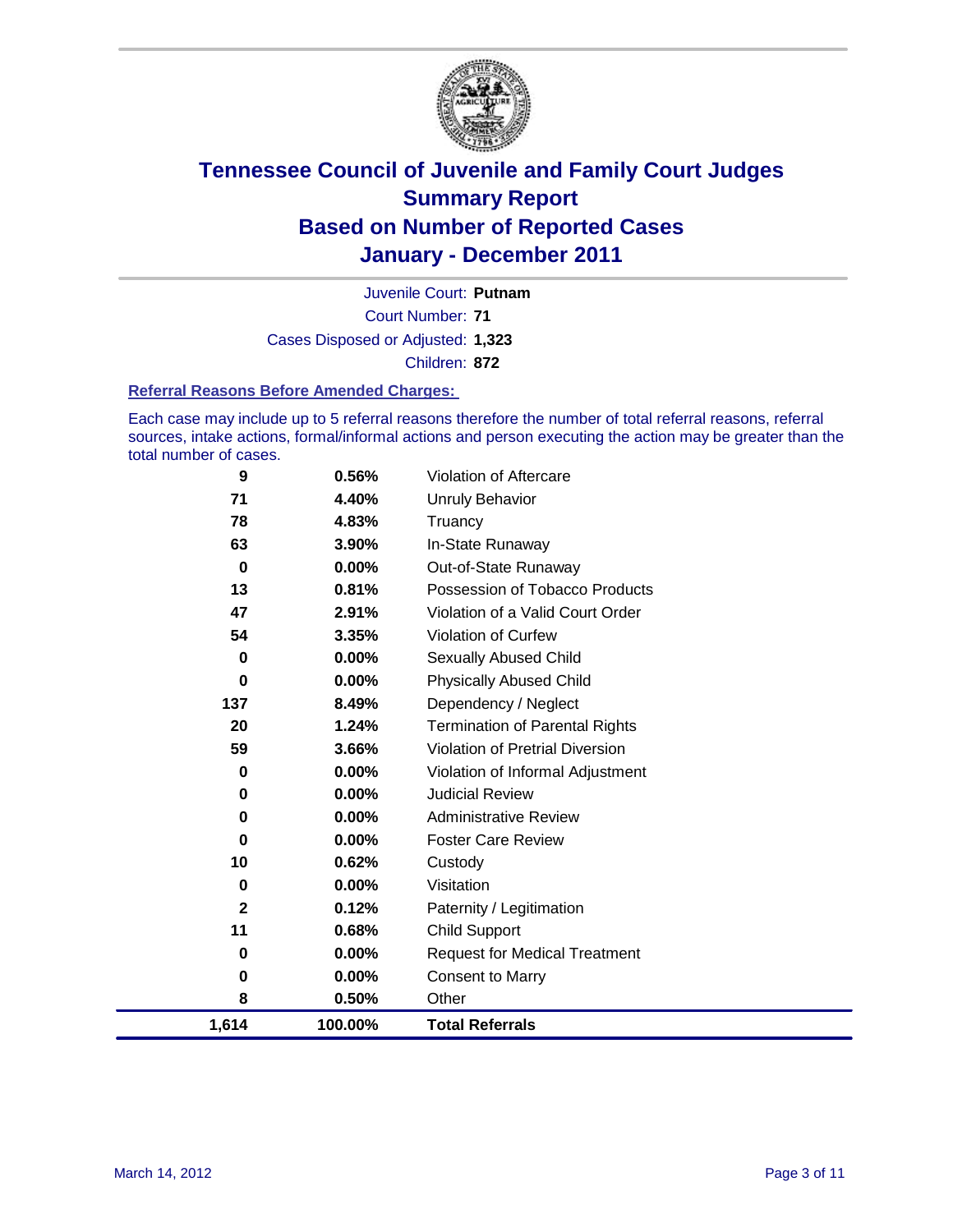# Tennessee Council of Juvenile and Family Court Judges
## Summary Report
## Based on Number of Reported Cases
## January - December 2011

Juvenile Court: **Putnam**

Court Number: **71**

Cases Disposed or Adjusted: **1,323**

Children: **872**

### Referral Reasons Before Amended Charges:

Each case may include up to 5 referral reasons therefore the number of total referral reasons, referral sources, intake actions, formal/informal actions and person executing the action may be greater than the total number of cases.

| Count | Percent | Referral Reason |
|---|---|---|
| 9 | 0.56% | Violation of Aftercare |
| 71 | 4.40% | Unruly Behavior |
| 78 | 4.83% | Truancy |
| 63 | 3.90% | In-State Runaway |
| 0 | 0.00% | Out-of-State Runaway |
| 13 | 0.81% | Possession of Tobacco Products |
| 47 | 2.91% | Violation of a Valid Court Order |
| 54 | 3.35% | Violation of Curfew |
| 0 | 0.00% | Sexually Abused Child |
| 0 | 0.00% | Physically Abused Child |
| 137 | 8.49% | Dependency / Neglect |
| 20 | 1.24% | Termination of Parental Rights |
| 59 | 3.66% | Violation of Pretrial Diversion |
| 0 | 0.00% | Violation of Informal Adjustment |
| 0 | 0.00% | Judicial Review |
| 0 | 0.00% | Administrative Review |
| 0 | 0.00% | Foster Care Review |
| 10 | 0.62% | Custody |
| 0 | 0.00% | Visitation |
| 2 | 0.12% | Paternity / Legitimation |
| 11 | 0.68% | Child Support |
| 0 | 0.00% | Request for Medical Treatment |
| 0 | 0.00% | Consent to Marry |
| 8 | 0.50% | Other |
| **1,614** | **100.00%** | **Total Referrals** |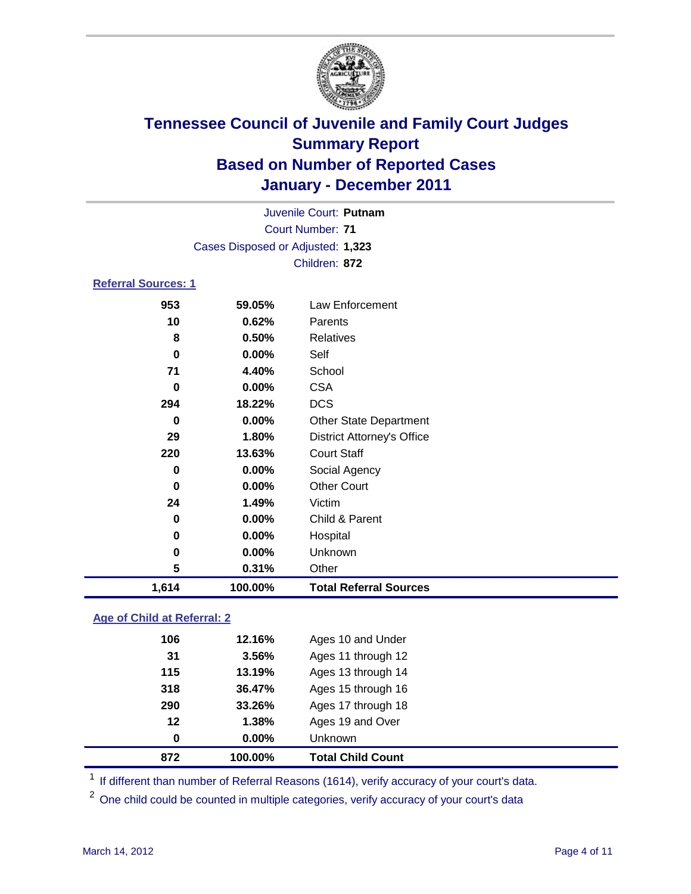# Tennessee Council of Juvenile and Family Court Judges
## Summary Report
## Based on Number of Reported Cases
## January - December 2011

Juvenile Court: **Putnam**

Court Number: **71**

Cases Disposed or Adjusted: **1,323**

Children: **872**

### Referral Sources: 1

| Count | Percent | Source |
|---|---|---|
| 953 | 59.05% | Law Enforcement |
| 10 | 0.62% | Parents |
| 8 | 0.50% | Relatives |
| 0 | 0.00% | Self |
| 71 | 4.40% | School |
| 0 | 0.00% | CSA |
| 294 | 18.22% | DCS |
| 0 | 0.00% | Other State Department |
| 29 | 1.80% | District Attorney's Office |
| 220 | 13.63% | Court Staff |
| 0 | 0.00% | Social Agency |
| 0 | 0.00% | Other Court |
| 24 | 1.49% | Victim |
| 0 | 0.00% | Child & Parent |
| 0 | 0.00% | Hospital |
| 0 | 0.00% | Unknown |
| 5 | 0.31% | Other |
| **1,614** | **100.00%** | **Total Referral Sources** |

### Age of Child at Referral: 2

| Count | Percent | Age |
|---|---|---|
| 106 | 12.16% | Ages 10 and Under |
| 31 | 3.56% | Ages 11 through 12 |
| 115 | 13.19% | Ages 13 through 14 |
| 318 | 36.47% | Ages 15 through 16 |
| 290 | 33.26% | Ages 17 through 18 |
| 12 | 1.38% | Ages 19 and Over |
| 0 | 0.00% | Unknown |
| **872** | **100.00%** | **Total Child Count** |

[1] If different than number of Referral Reasons (1614), verify accuracy of your court's data.

[2] One child could be counted in multiple categories, verify accuracy of your court's data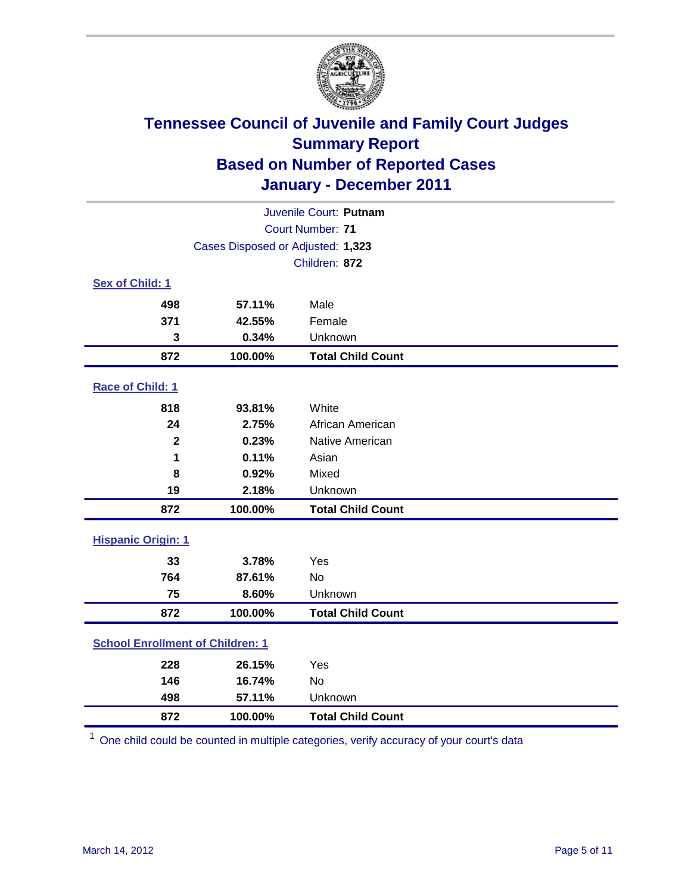# Tennessee Council of Juvenile and Family Court Judges
## Summary Report
## Based on Number of Reported Cases
## January - December 2011

Juvenile Court: **Putnam**

Court Number: **71**

Cases Disposed or Adjusted: **1,323**

Children: **872**

### Sex of Child: 1

| Count | Percent | Category |
|---|---|---|
| 498 | 57.11% | Male |
| 371 | 42.55% | Female |
| 3 | 0.34% | Unknown |
| **872** | **100.00%** | **Total Child Count** |

### Race of Child: 1

| Count | Percent | Category |
|---|---|---|
| 818 | 93.81% | White |
| 24 | 2.75% | African American |
| 2 | 0.23% | Native American |
| 1 | 0.11% | Asian |
| 8 | 0.92% | Mixed |
| 19 | 2.18% | Unknown |
| **872** | **100.00%** | **Total Child Count** |

### Hispanic Origin: 1

| Count | Percent | Category |
|---|---|---|
| 33 | 3.78% | Yes |
| 764 | 87.61% | No |
| 75 | 8.60% | Unknown |
| **872** | **100.00%** | **Total Child Count** |

### School Enrollment of Children: 1

| Count | Percent | Category |
|---|---|---|
| 228 | 26.15% | Yes |
| 146 | 16.74% | No |
| 498 | 57.11% | Unknown |
| **872** | **100.00%** | **Total Child Count** |

[1] One child could be counted in multiple categories, verify accuracy of your court's data

March 14, 2012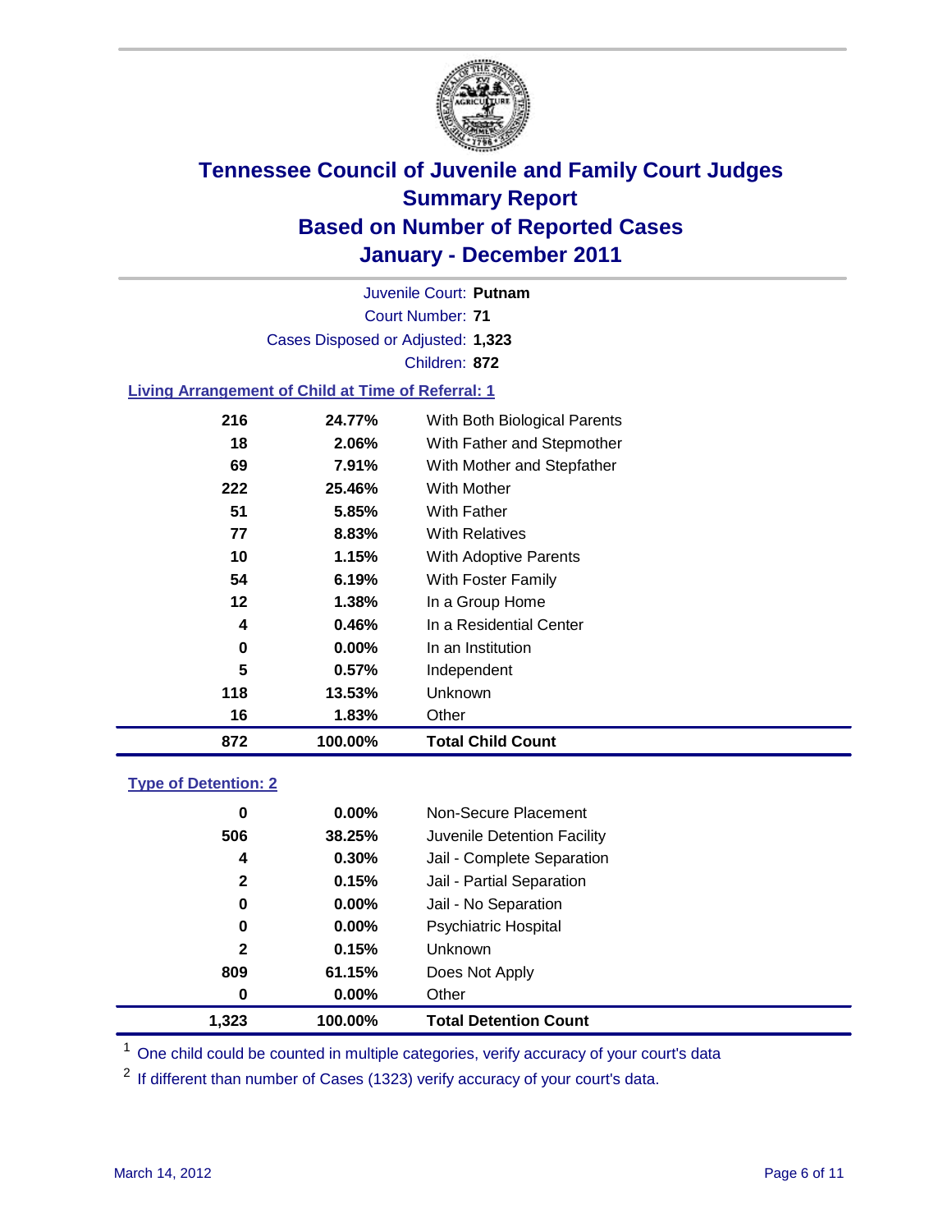# Tennessee Council of Juvenile and Family Court Judges
## Summary Report
## Based on Number of Reported Cases
## January - December 2011

Juvenile Court: **Putnam**

Court Number: **71**

Cases Disposed or Adjusted: **1,323**

Children: **872**

### Living Arrangement of Child at Time of Referral: 1

| Count | Percent | Category |
|---|---|---|
| 216 | 24.77% | With Both Biological Parents |
| 18 | 2.06% | With Father and Stepmother |
| 69 | 7.91% | With Mother and Stepfather |
| 222 | 25.46% | With Mother |
| 51 | 5.85% | With Father |
| 77 | 8.83% | With Relatives |
| 10 | 1.15% | With Adoptive Parents |
| 54 | 6.19% | With Foster Family |
| 12 | 1.38% | In a Group Home |
| 4 | 0.46% | In a Residential Center |
| 0 | 0.00% | In an Institution |
| 5 | 0.57% | Independent |
| 118 | 13.53% | Unknown |
| 16 | 1.83% | Other |
| **872** | **100.00%** | **Total Child Count** |

### Type of Detention: 2

| Count | Percent | Category |
|---|---|---|
| 0 | 0.00% | Non-Secure Placement |
| 506 | 38.25% | Juvenile Detention Facility |
| 4 | 0.30% | Jail - Complete Separation |
| 2 | 0.15% | Jail - Partial Separation |
| 0 | 0.00% | Jail - No Separation |
| 0 | 0.00% | Psychiatric Hospital |
| 2 | 0.15% | Unknown |
| 809 | 61.15% | Does Not Apply |
| 0 | 0.00% | Other |
| **1,323** | **100.00%** | **Total Detention Count** |

[1] One child could be counted in multiple categories, verify accuracy of your court's data

[2] If different than number of Cases (1323) verify accuracy of your court's data.

March 14, 2012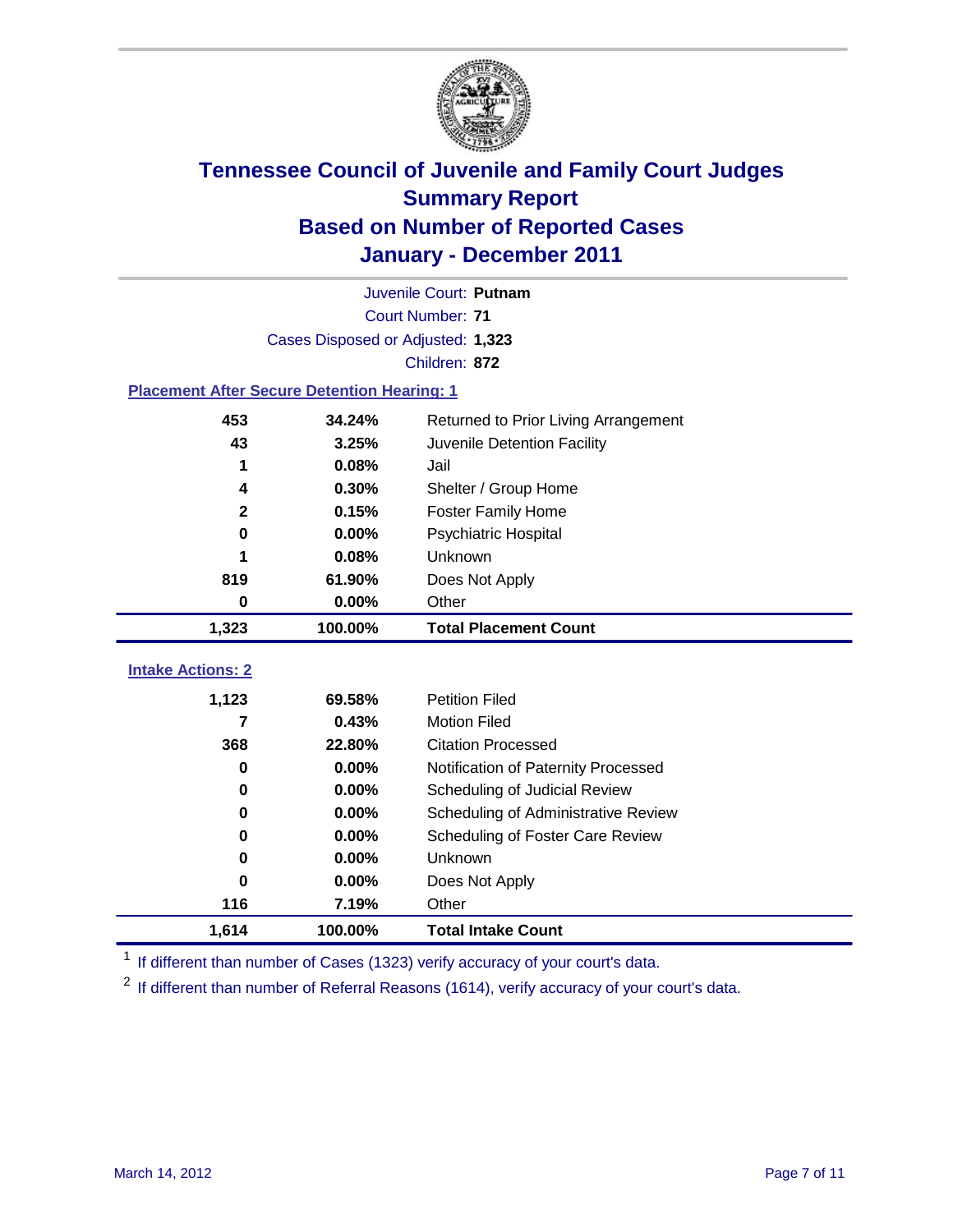# Tennessee Council of Juvenile and Family Court Judges
## Summary Report
## Based on Number of Reported Cases
## January - December 2011

Juvenile Court: **Putnam**

Court Number: **71**

Cases Disposed or Adjusted: **1,323**

Children: **872**

### Placement After Secure Detention Hearing: 1

| | | |
|---|---|---|
| 453 | 34.24% | Returned to Prior Living Arrangement |
| 43 | 3.25% | Juvenile Detention Facility |
| 1 | 0.08% | Jail |
| 4 | 0.30% | Shelter / Group Home |
| 2 | 0.15% | Foster Family Home |
| 0 | 0.00% | Psychiatric Hospital |
| 1 | 0.08% | Unknown |
| 819 | 61.90% | Does Not Apply |
| 0 | 0.00% | Other |
| **1,323** | **100.00%** | **Total Placement Count** |

### Intake Actions: 2

| | | |
|---|---|---|
| 1,123 | 69.58% | Petition Filed |
| 7 | 0.43% | Motion Filed |
| 368 | 22.80% | Citation Processed |
| 0 | 0.00% | Notification of Paternity Processed |
| 0 | 0.00% | Scheduling of Judicial Review |
| 0 | 0.00% | Scheduling of Administrative Review |
| 0 | 0.00% | Scheduling of Foster Care Review |
| 0 | 0.00% | Unknown |
| 0 | 0.00% | Does Not Apply |
| 116 | 7.19% | Other |
| **1,614** | **100.00%** | **Total Intake Count** |

[1] If different than number of Cases (1323) verify accuracy of your court's data.

[2] If different than number of Referral Reasons (1614), verify accuracy of your court's data.

March 14, 2012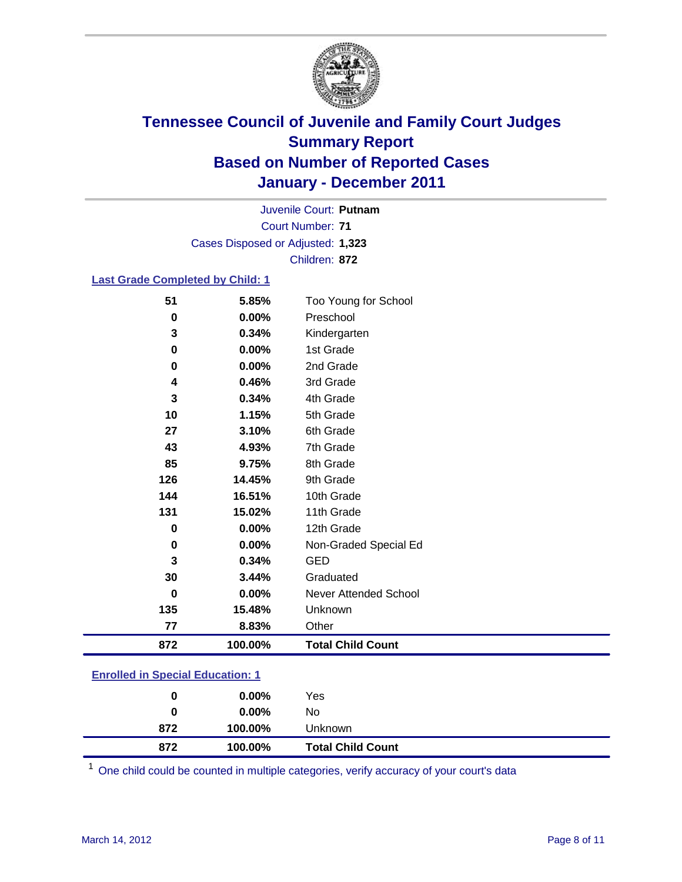# Tennessee Council of Juvenile and Family Court Judges
## Summary Report
## Based on Number of Reported Cases
## January - December 2011

Juvenile Court: **Putnam**

Court Number: **71**

Cases Disposed or Adjusted: **1,323**

Children: **872**

### Last Grade Completed by Child: 1

| Count | Percent | Category |
|---|---|---|
| 51 | 5.85% | Too Young for School |
| 0 | 0.00% | Preschool |
| 3 | 0.34% | Kindergarten |
| 0 | 0.00% | 1st Grade |
| 0 | 0.00% | 2nd Grade |
| 4 | 0.46% | 3rd Grade |
| 3 | 0.34% | 4th Grade |
| 10 | 1.15% | 5th Grade |
| 27 | 3.10% | 6th Grade |
| 43 | 4.93% | 7th Grade |
| 85 | 9.75% | 8th Grade |
| 126 | 14.45% | 9th Grade |
| 144 | 16.51% | 10th Grade |
| 131 | 15.02% | 11th Grade |
| 0 | 0.00% | 12th Grade |
| 0 | 0.00% | Non-Graded Special Ed |
| 3 | 0.34% | GED |
| 30 | 3.44% | Graduated |
| 0 | 0.00% | Never Attended School |
| 135 | 15.48% | Unknown |
| 77 | 8.83% | Other |
| **872** | **100.00%** | **Total Child Count** |

### Enrolled in Special Education: 1

| Count | Percent | Category |
|---|---|---|
| 0 | 0.00% | Yes |
| 0 | 0.00% | No |
| 872 | 100.00% | Unknown |
| **872** | **100.00%** | **Total Child Count** |

[1] One child could be counted in multiple categories, verify accuracy of your court's data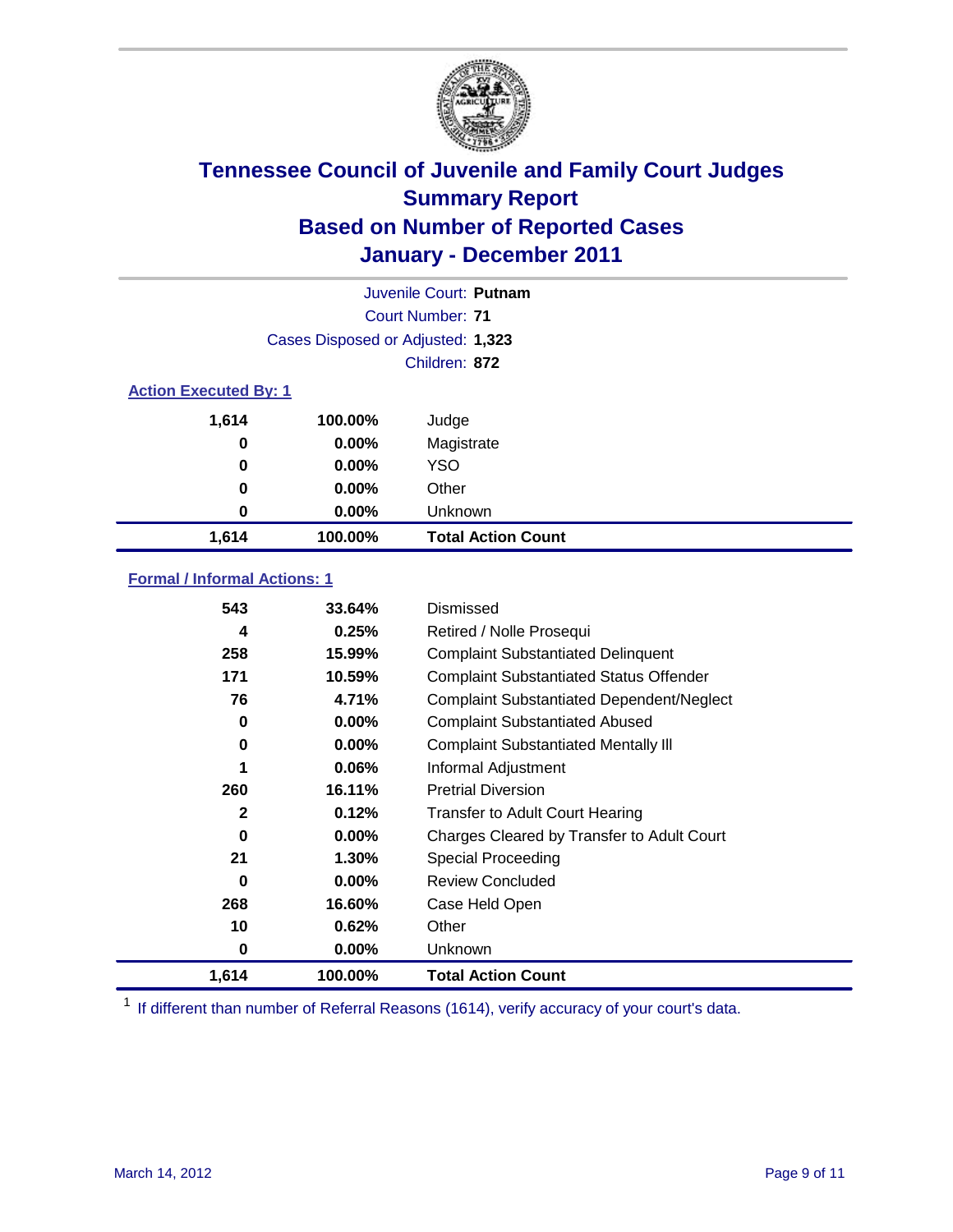# Tennessee Council of Juvenile and Family Court Judges
## Summary Report
## Based on Number of Reported Cases
## January - December 2011

Juvenile Court: **Putnam**

Court Number: **71**

Cases Disposed or Adjusted: **1,323**

Children: **872**

### Action Executed By: 1

| | | |
|---|---|---|
| 1,614 | 100.00% | Judge |
| 0 | 0.00% | Magistrate |
| 0 | 0.00% | YSO |
| 0 | 0.00% | Other |
| 0 | 0.00% | Unknown |
| **1,614** | **100.00%** | **Total Action Count** |

### Formal / Informal Actions: 1

| | | |
|---|---|---|
| 543 | 33.64% | Dismissed |
| 4 | 0.25% | Retired / Nolle Prosequi |
| 258 | 15.99% | Complaint Substantiated Delinquent |
| 171 | 10.59% | Complaint Substantiated Status Offender |
| 76 | 4.71% | Complaint Substantiated Dependent/Neglect |
| 0 | 0.00% | Complaint Substantiated Abused |
| 0 | 0.00% | Complaint Substantiated Mentally Ill |
| 1 | 0.06% | Informal Adjustment |
| 260 | 16.11% | Pretrial Diversion |
| 2 | 0.12% | Transfer to Adult Court Hearing |
| 0 | 0.00% | Charges Cleared by Transfer to Adult Court |
| 21 | 1.30% | Special Proceeding |
| 0 | 0.00% | Review Concluded |
| 268 | 16.60% | Case Held Open |
| 10 | 0.62% | Other |
| 0 | 0.00% | Unknown |
| **1,614** | **100.00%** | **Total Action Count** |

[1] If different than number of Referral Reasons (1614), verify accuracy of your court's data.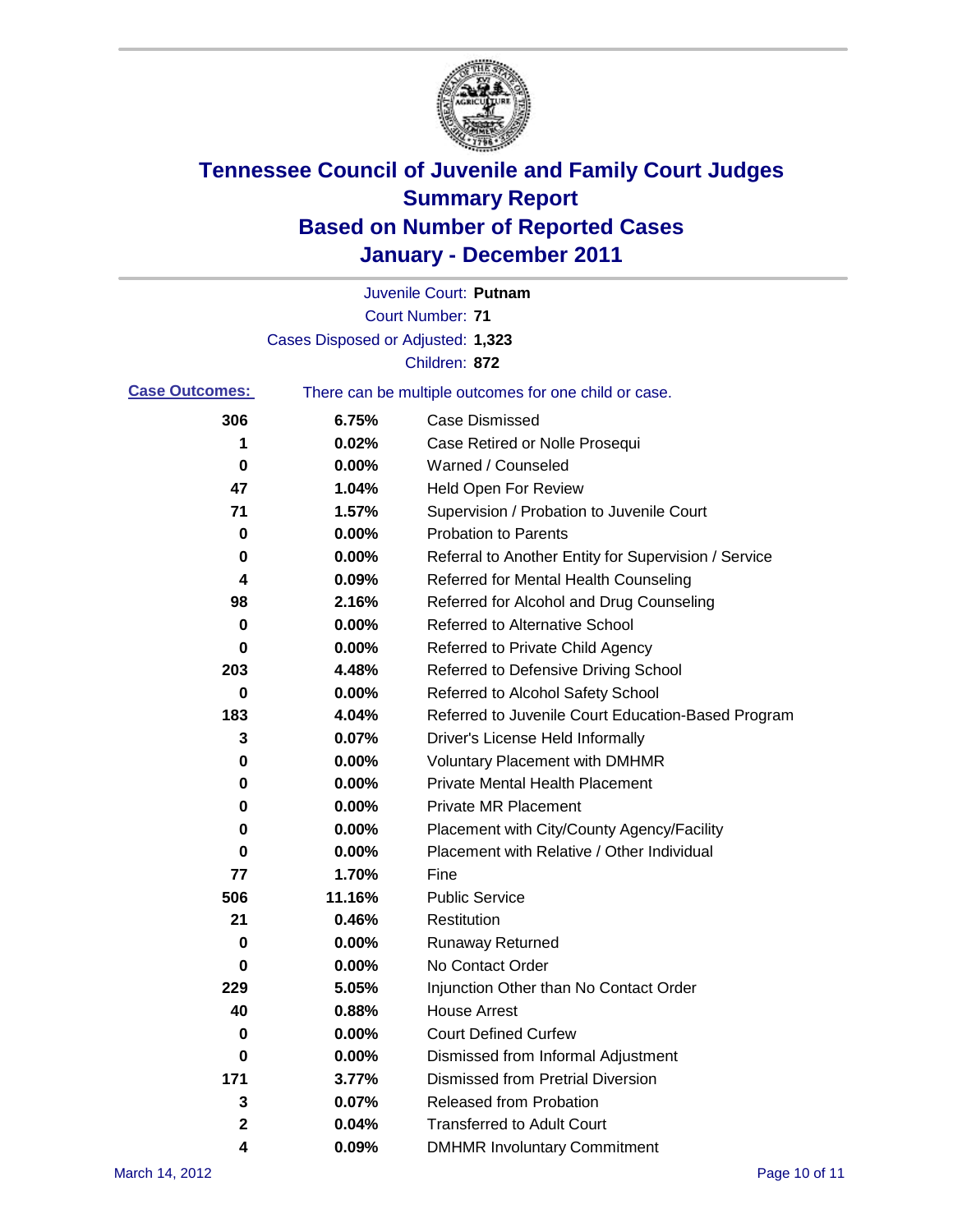# Tennessee Council of Juvenile and Family Court Judges
# Summary Report
# Based on Number of Reported Cases
# January - December 2011

Juvenile Court: **Putnam**

Court Number: **71**

Cases Disposed or Adjusted: **1,323**

Children: **872**

**Case Outcomes:** There can be multiple outcomes for one child or case.

| Count | Percent | Outcome |
|---|---|---|
| 306 | 6.75% | Case Dismissed |
| 1 | 0.02% | Case Retired or Nolle Prosequi |
| 0 | 0.00% | Warned / Counseled |
| 47 | 1.04% | Held Open For Review |
| 71 | 1.57% | Supervision / Probation to Juvenile Court |
| 0 | 0.00% | Probation to Parents |
| 0 | 0.00% | Referral to Another Entity for Supervision / Service |
| 4 | 0.09% | Referred for Mental Health Counseling |
| 98 | 2.16% | Referred for Alcohol and Drug Counseling |
| 0 | 0.00% | Referred to Alternative School |
| 0 | 0.00% | Referred to Private Child Agency |
| 203 | 4.48% | Referred to Defensive Driving School |
| 0 | 0.00% | Referred to Alcohol Safety School |
| 183 | 4.04% | Referred to Juvenile Court Education-Based Program |
| 3 | 0.07% | Driver's License Held Informally |
| 0 | 0.00% | Voluntary Placement with DMHMR |
| 0 | 0.00% | Private Mental Health Placement |
| 0 | 0.00% | Private MR Placement |
| 0 | 0.00% | Placement with City/County Agency/Facility |
| 0 | 0.00% | Placement with Relative / Other Individual |
| 77 | 1.70% | Fine |
| 506 | 11.16% | Public Service |
| 21 | 0.46% | Restitution |
| 0 | 0.00% | Runaway Returned |
| 0 | 0.00% | No Contact Order |
| 229 | 5.05% | Injunction Other than No Contact Order |
| 40 | 0.88% | House Arrest |
| 0 | 0.00% | Court Defined Curfew |
| 0 | 0.00% | Dismissed from Informal Adjustment |
| 171 | 3.77% | Dismissed from Pretrial Diversion |
| 3 | 0.07% | Released from Probation |
| 2 | 0.04% | Transferred to Adult Court |
| 4 | 0.09% | DMHMR Involuntary Commitment |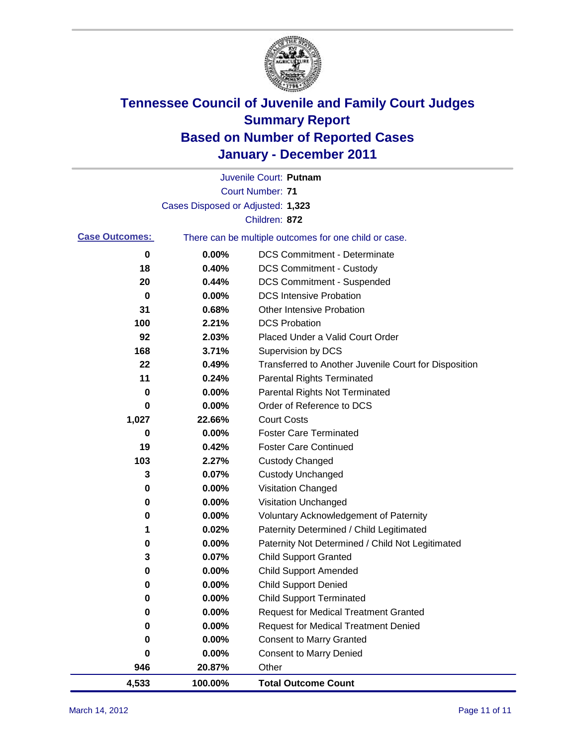# Tennessee Council of Juvenile and Family Court Judges
## Summary Report
## Based on Number of Reported Cases
## January - December 2011

Juvenile Court: **Putnam**
Court Number: **71**
Cases Disposed or Adjusted: **1,323**
Children: **872**

**Case Outcomes:** There can be multiple outcomes for one child or case.

| | | |
|---|---|---|
| 0 | 0.00% | DCS Commitment - Determinate |
| 18 | 0.40% | DCS Commitment - Custody |
| 20 | 0.44% | DCS Commitment - Suspended |
| 0 | 0.00% | DCS Intensive Probation |
| 31 | 0.68% | Other Intensive Probation |
| 100 | 2.21% | DCS Probation |
| 92 | 2.03% | Placed Under a Valid Court Order |
| 168 | 3.71% | Supervision by DCS |
| 22 | 0.49% | Transferred to Another Juvenile Court for Disposition |
| 11 | 0.24% | Parental Rights Terminated |
| 0 | 0.00% | Parental Rights Not Terminated |
| 0 | 0.00% | Order of Reference to DCS |
| 1,027 | 22.66% | Court Costs |
| 0 | 0.00% | Foster Care Terminated |
| 19 | 0.42% | Foster Care Continued |
| 103 | 2.27% | Custody Changed |
| 3 | 0.07% | Custody Unchanged |
| 0 | 0.00% | Visitation Changed |
| 0 | 0.00% | Visitation Unchanged |
| 0 | 0.00% | Voluntary Acknowledgement of Paternity |
| 1 | 0.02% | Paternity Determined / Child Legitimated |
| 0 | 0.00% | Paternity Not Determined / Child Not Legitimated |
| 3 | 0.07% | Child Support Granted |
| 0 | 0.00% | Child Support Amended |
| 0 | 0.00% | Child Support Denied |
| 0 | 0.00% | Child Support Terminated |
| 0 | 0.00% | Request for Medical Treatment Granted |
| 0 | 0.00% | Request for Medical Treatment Denied |
| 0 | 0.00% | Consent to Marry Granted |
| 0 | 0.00% | Consent to Marry Denied |
| 946 | 20.87% | Other |
| **4,533** | **100.00%** | **Total Outcome Count** |

March 14, 2012